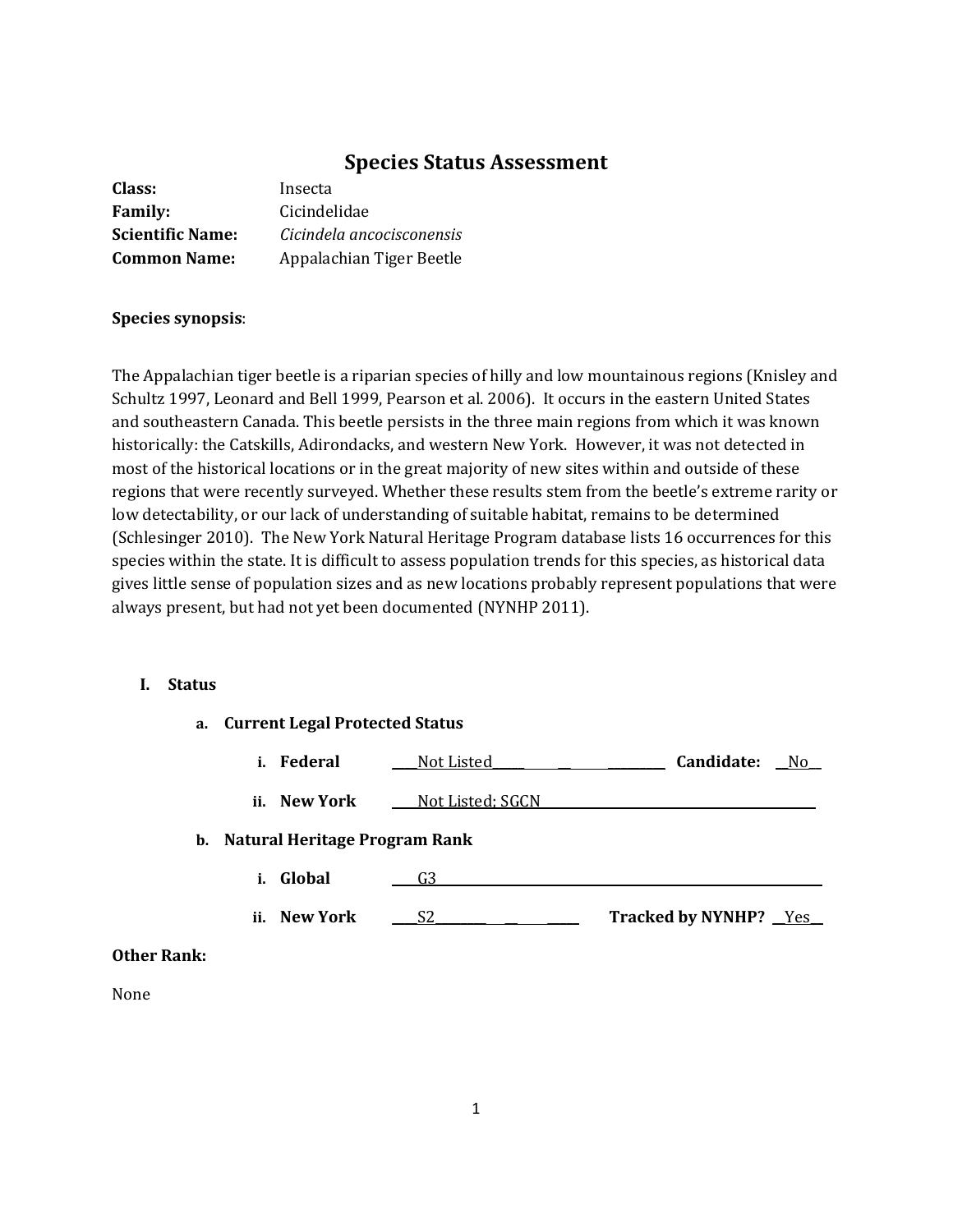# Species Status Assessment

**Class:** Insecta

**Family:** Cicindelidae

**Scientific Name:** *Cicindela ancocisconensis*

**Common Name:** Appalachian Tiger Beetle

**Species synopsis**:

The Appalachian tiger beetle is a riparian species of hilly and low mountainous regions (Knisley and Schultz 1997, Leonard and Bell 1999, Pearson et al. 2006). It occurs in the eastern United States and southeastern Canada. This beetle persists in the three main regions from which it was known historically: the Catskills, Adirondacks, and western New York. However, it was not detected in most of the historical locations or in the great majority of new sites within and outside of these regions that were recently surveyed. Whether these results stem from the beetle's extreme rarity or low detectability, or our lack of understanding of suitable habitat, remains to be determined (Schlesinger 2010). The New York Natural Heritage Program database lists 16 occurrences for this species within the state. It is difficult to assess population trends for this species, as historical data gives little sense of population sizes and as new locations probably represent populations that were always present, but had not yet been documented (NYNHP 2011).

## I. Status

### a. Current Legal Protected Status

i. **Federal** Not Listed **Candidate:** No

ii. **New York** Not Listed; SGCN

### b. Natural Heritage Program Rank

i. **Global** G3

ii. **New York** S2 **Tracked by NYNHP?** Yes

**Other Rank:**

None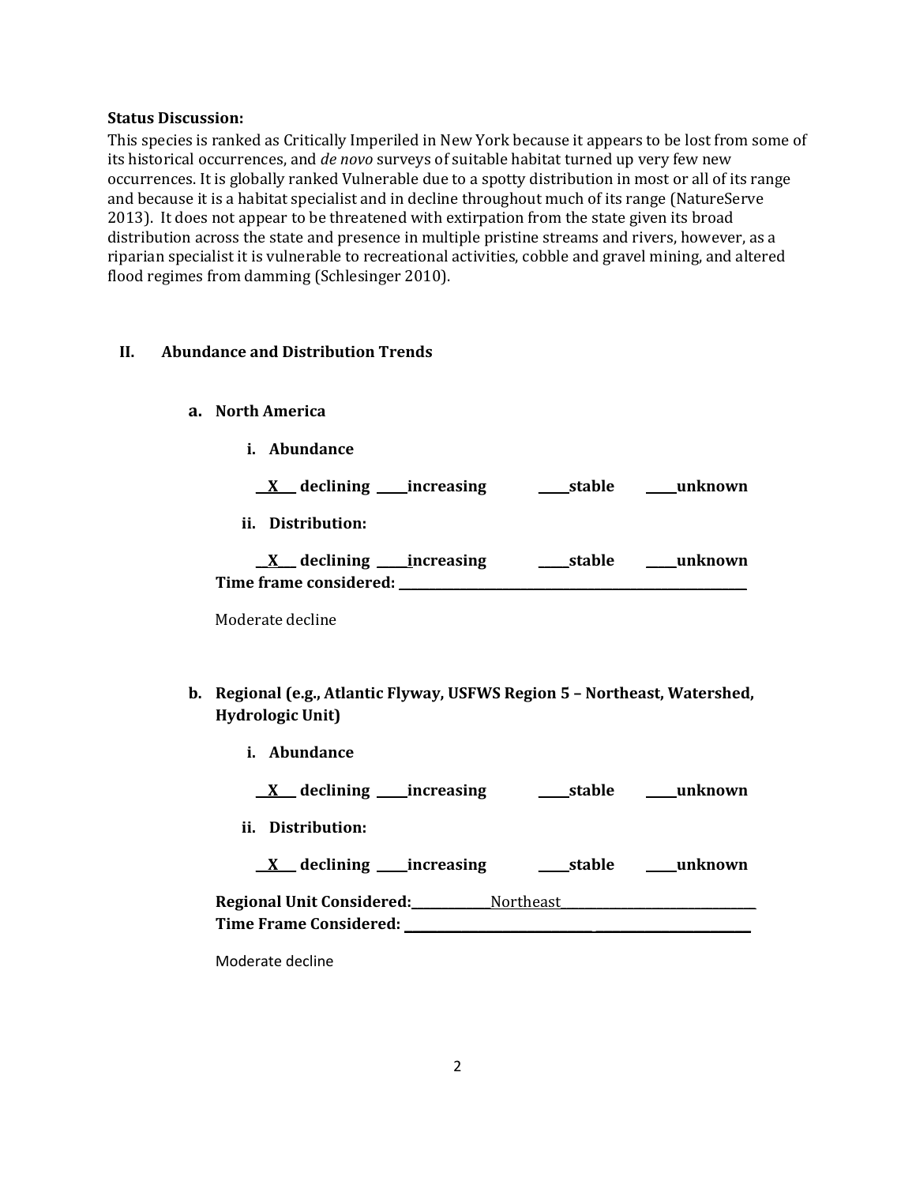**Status Discussion:**

This species is ranked as Critically Imperiled in New York because it appears to be lost from some of its historical occurrences, and *de novo* surveys of suitable habitat turned up very few new occurrences. It is globally ranked Vulnerable due to a spotty distribution in most or all of its range and because it is a habitat specialist and in decline throughout much of its range (NatureServe 2013). It does not appear to be threatened with extirpation from the state given its broad distribution across the state and presence in multiple pristine streams and rivers, however, as a riparian specialist it is vulnerable to recreational activities, cobble and gravel mining, and altered flood regimes from damming (Schlesinger 2010).

## II. Abundance and Distribution Trends

### a. North America

**i. Abundance**

**__X__ declining _____increasing _____stable _____unknown**

**ii. Distribution:**

**__X__ declining _____increasing _____stable _____unknown**

**Time frame considered:** ______________________________

Moderate decline

### b. Regional (e.g., Atlantic Flyway, USFWS Region 5 – Northeast, Watershed, Hydrologic Unit)

**i. Abundance**

**__X__ declining _____increasing _____stable _____unknown**

**ii. Distribution:**

**__X__ declining _____increasing _____stable _____unknown**

**Regional Unit Considered:** ____________Northeast____________

**Time Frame Considered:** ______________________________

Moderate decline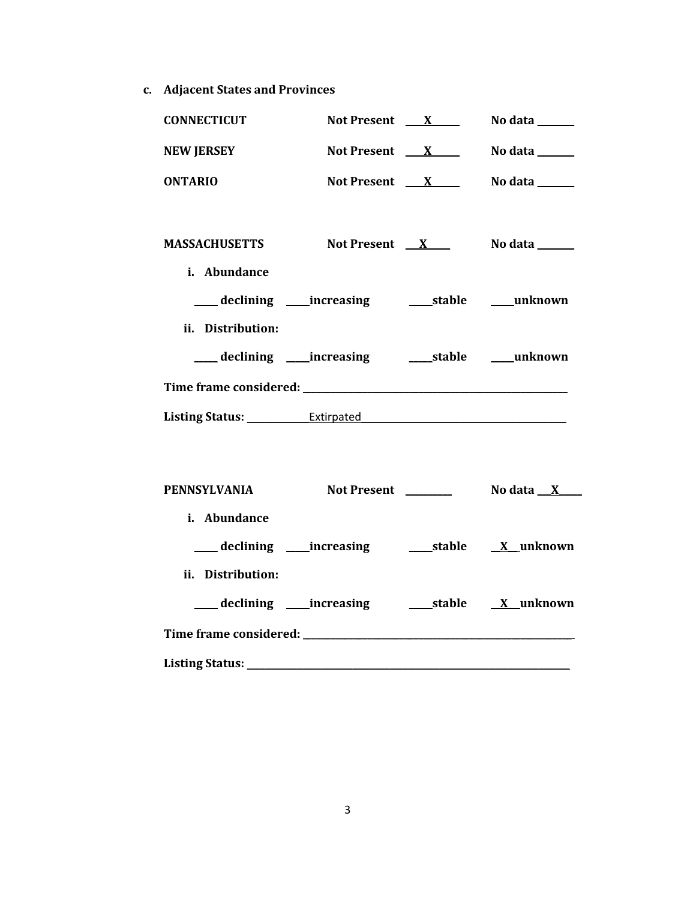**c. Adjacent States and Provinces**

**CONNECTICUT** **Not Present** __X__ **No data** ____

**NEW JERSEY** **Not Present** __X__ **No data** ____

**ONTARIO** **Not Present** __X__ **No data** ____

**MASSACHUSETTS** **Not Present** __X__ **No data** ____

**i. Abundance**

____ **declining** ____ **increasing** ____ **stable** ____ **unknown**

**ii. Distribution:**

____ **declining** ____ **increasing** ____ **stable** ____ **unknown**

**Time frame considered:** ____________________

**Listing Status:** ____Extirpated____

**PENNSYLVANIA** **Not Present** ____ **No data** __X__

**i. Abundance**

____ **declining** ____ **increasing** ____ **stable** __X__ **unknown**

**ii. Distribution:**

____ **declining** ____ **increasing** ____ **stable** __X__ **unknown**

**Time frame considered:** ____________________

**Listing Status:** ____________________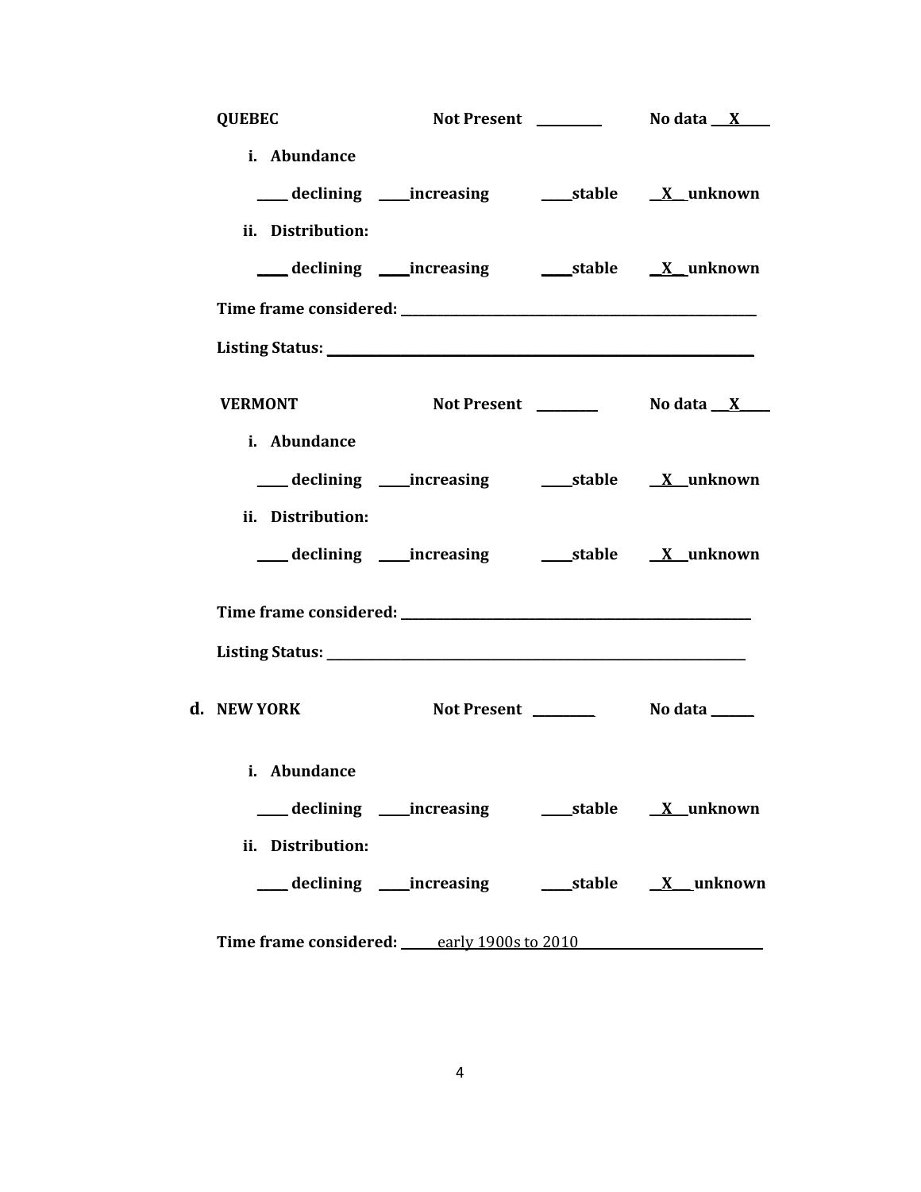**QUEBEC** Not Present ________ No data __X____

i. **Abundance**

____ declining ____increasing ____stable __X__unknown

ii. **Distribution:**

____ declining ____increasing ____stable __X__unknown

**Time frame considered:** ________________________________________________

**Listing Status:** ______________________________________________________

**VERMONT** Not Present ________ No data __X____

i. **Abundance**

____ declining ____increasing ____stable __X__unknown

ii. **Distribution:**

____ declining ____increasing ____stable __X__unknown

**Time frame considered:** ________________________________________________

**Listing Status:** ______________________________________________________

**d. NEW YORK** Not Present ________ No data ______

i. **Abundance**

____ declining ____increasing ____stable __X__unknown

ii. **Distribution:**

____ declining ____increasing ____stable __X___unknown

**Time frame considered:** early 1900s to 2010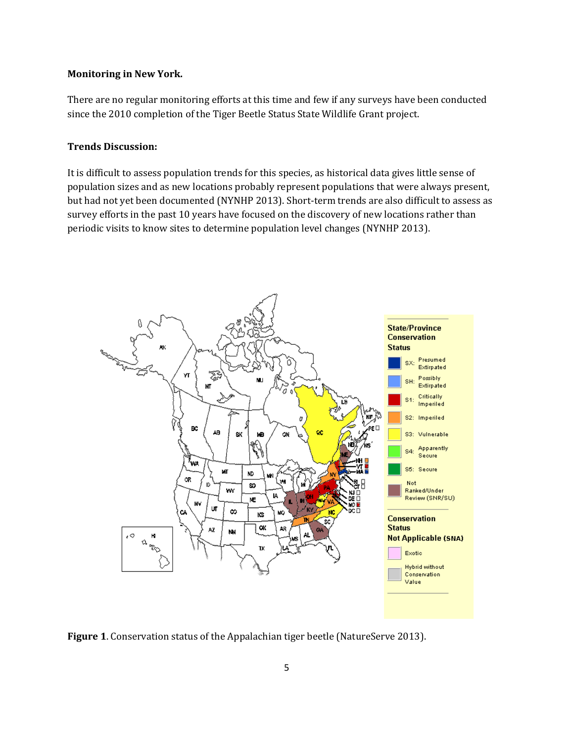**Monitoring in New York.**

There are no regular monitoring efforts at this time and few if any surveys have been conducted since the 2010 completion of the Tiger Beetle Status State Wildlife Grant project.

**Trends Discussion:**

It is difficult to assess population trends for this species, as historical data gives little sense of population sizes and as new locations probably represent populations that were always present, but had not yet been documented (NYNHP 2013). Short-term trends are also difficult to assess as survey efforts in the past 10 years have focused on the discovery of new locations rather than periodic visits to know sites to determine population level changes (NYNHP 2013).

**Figure 1**. Conservation status of the Appalachian tiger beetle (NatureServe 2013).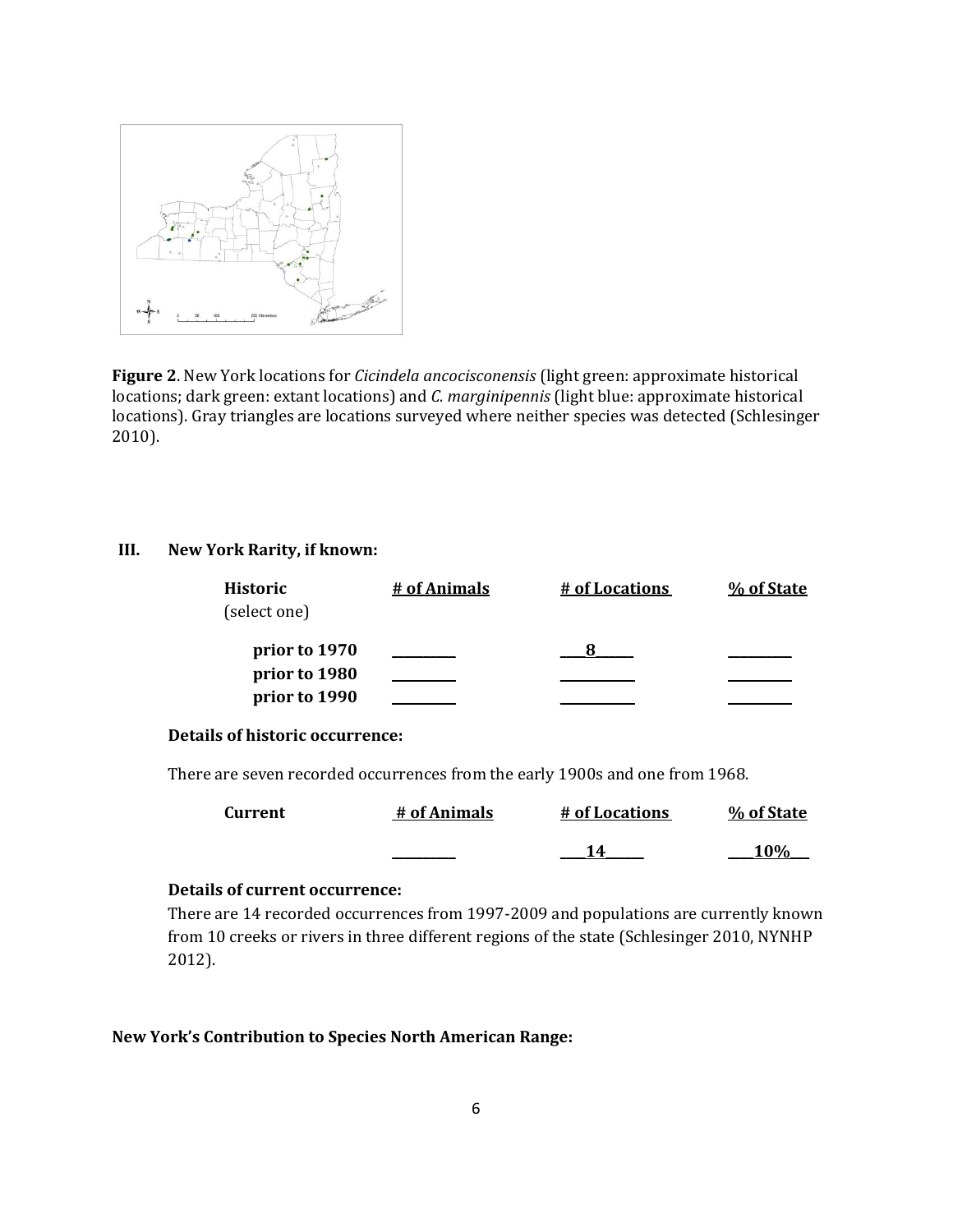**Figure 2**. New York locations for *Cicindela ancocisconensis* (light green: approximate historical locations; dark green: extant locations) and *C. marginipennis* (light blue: approximate historical locations). Gray triangles are locations surveyed where neither species was detected (Schlesinger 2010).

### III. New York Rarity, if known:

| Historic (select one) | # of Animals | # of Locations | % of State |
|---|---|---|---|
| **prior to 1970** | ________ | ___8_____ | ________ |
| **prior to 1980** | ________ | __________ | ________ |
| **prior to 1990** | ________ | __________ | ________ |

**Details of historic occurrence:**

There are seven recorded occurrences from the early 1900s and one from 1968.

| Current | # of Animals | # of Locations | % of State |
|---|---|---|---|
| | ________ | ___14_____ | ___10%___ |

**Details of current occurrence:**

There are 14 recorded occurrences from 1997-2009 and populations are currently known from 10 creeks or rivers in three different regions of the state (Schlesinger 2010, NYNHP 2012).

**New York's Contribution to Species North American Range:**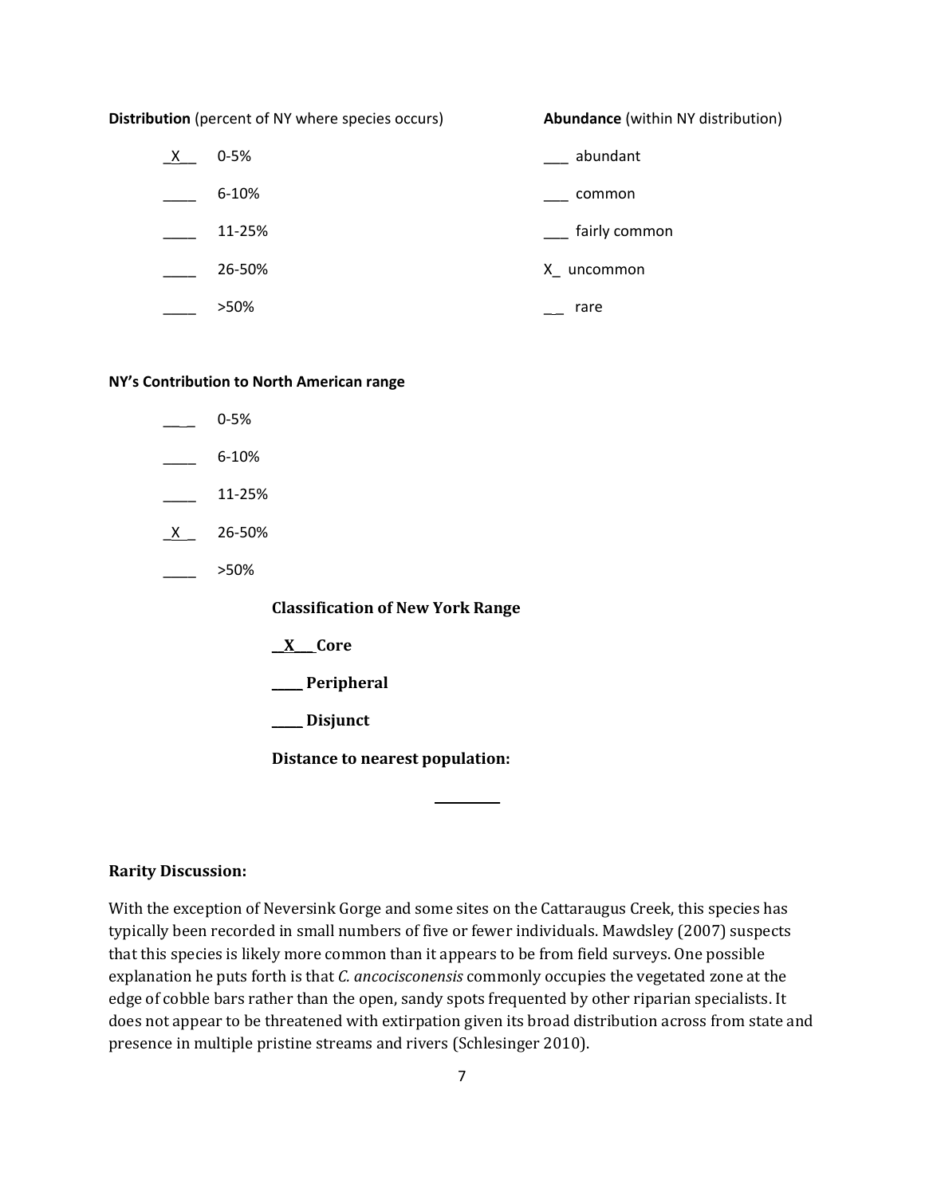**Distribution** (percent of NY where species occurs)

_X__ 0-5%

____ 6-10%

____ 11-25%

____ 26-50%

____ >50%

**Abundance** (within NY distribution)

___ abundant

___ common

___ fairly common

X_ uncommon

__ rare

**NY's Contribution to North American range**

____ 0-5%

____ 6-10%

____ 11-25%

_X_ 26-50%

____ >50%

**Classification of New York Range**

__X__ **Core**

____ **Peripheral**

____ **Disjunct**

**Distance to nearest population:**

________

**Rarity Discussion:**

With the exception of Neversink Gorge and some sites on the Cattaraugus Creek, this species has typically been recorded in small numbers of five or fewer individuals. Mawdsley (2007) suspects that this species is likely more common than it appears to be from field surveys. One possible explanation he puts forth is that *C. ancocisconensis* commonly occupies the vegetated zone at the edge of cobble bars rather than the open, sandy spots frequented by other riparian specialists. It does not appear to be threatened with extirpation given its broad distribution across from state and presence in multiple pristine streams and rivers (Schlesinger 2010).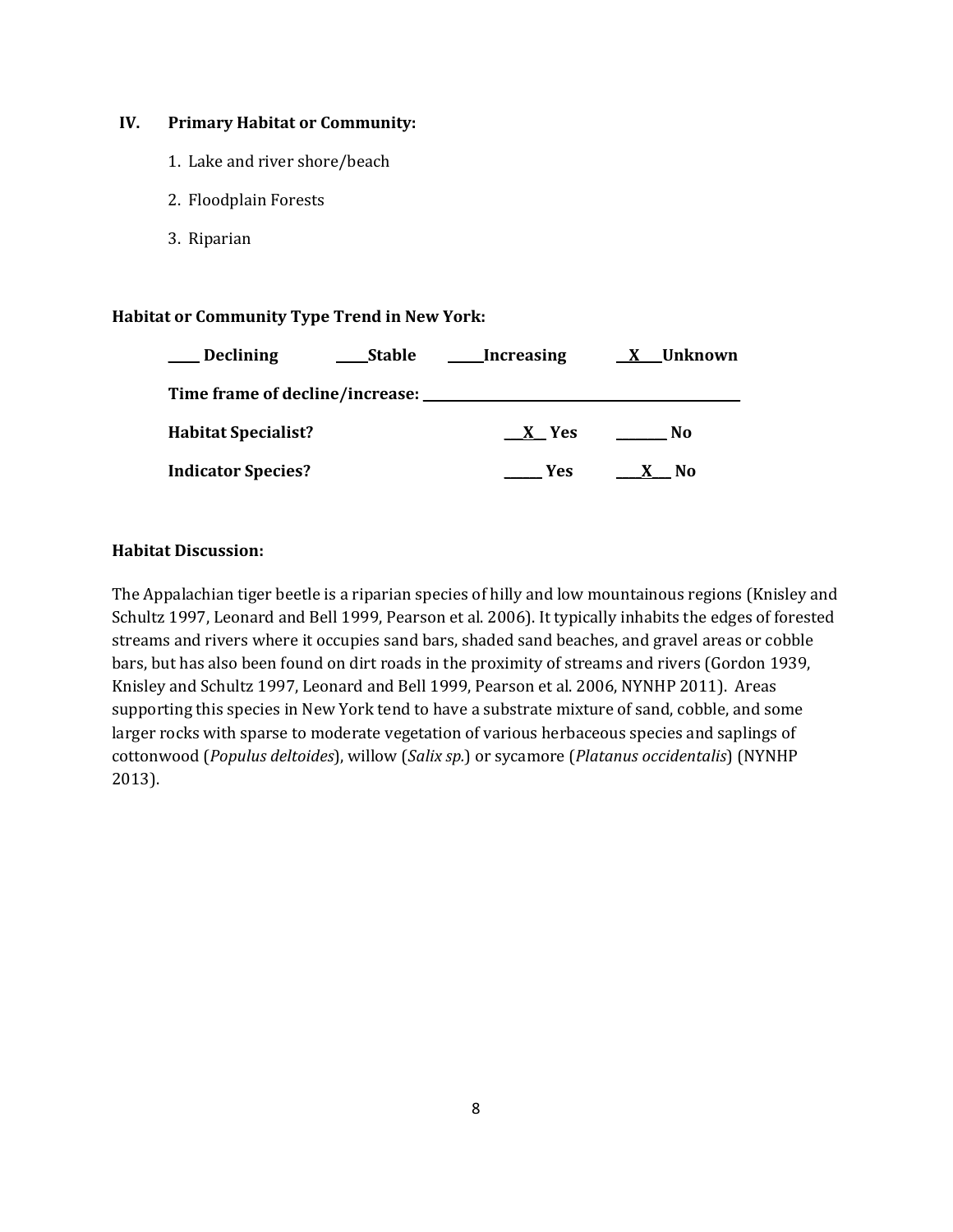## IV. Primary Habitat or Community:

1. Lake and river shore/beach
2. Floodplain Forests
3. Riparian

**Habitat or Community Type Trend in New York:**

**____ Declining ____Stable ____Increasing __X___Unknown**

**Time frame of decline/increase: ______________________________**

**Habitat Specialist?** **__X__ Yes ______ No**

**Indicator Species?** **_____ Yes ___X___ No**

**Habitat Discussion:**

The Appalachian tiger beetle is a riparian species of hilly and low mountainous regions (Knisley and Schultz 1997, Leonard and Bell 1999, Pearson et al. 2006). It typically inhabits the edges of forested streams and rivers where it occupies sand bars, shaded sand beaches, and gravel areas or cobble bars, but has also been found on dirt roads in the proximity of streams and rivers (Gordon 1939, Knisley and Schultz 1997, Leonard and Bell 1999, Pearson et al. 2006, NYNHP 2011). Areas supporting this species in New York tend to have a substrate mixture of sand, cobble, and some larger rocks with sparse to moderate vegetation of various herbaceous species and saplings of cottonwood (*Populus deltoides*), willow (*Salix sp.*) or sycamore (*Platanus occidentalis*) (NYNHP 2013).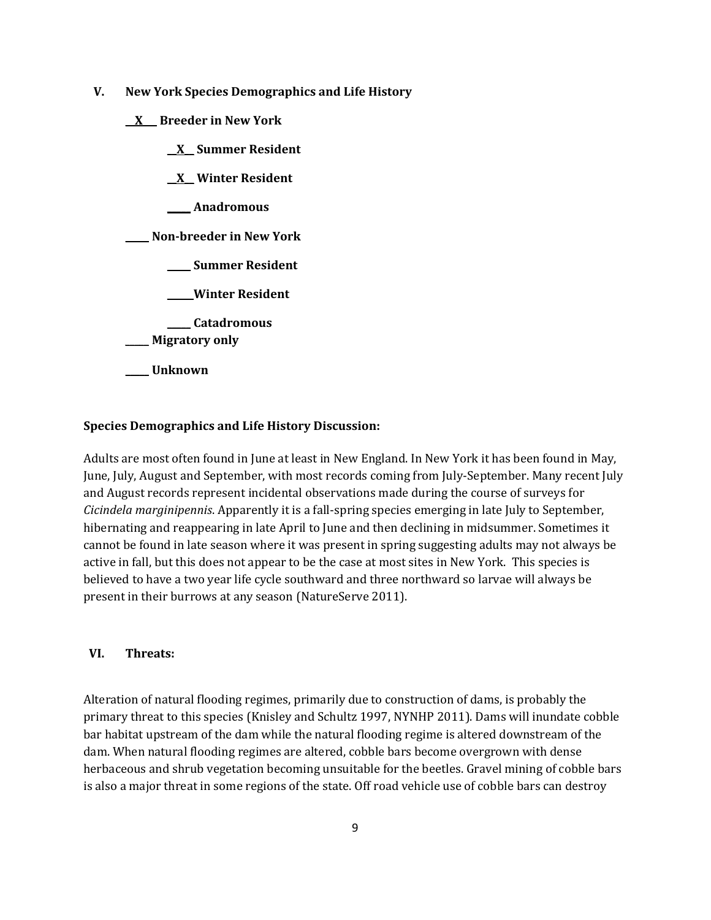## V. New York Species Demographics and Life History

**__X___ Breeder in New York**

**__X__ Summer Resident**

**__X__ Winter Resident**

**_____ Anadromous**

**_____ Non-breeder in New York**

**_____ Summer Resident**

**_____Winter Resident**

**_____ Catadromous**

**_____ Migratory only**

**_____ Unknown**

**Species Demographics and Life History Discussion:**

Adults are most often found in June at least in New England. In New York it has been found in May, June, July, August and September, with most records coming from July-September. Many recent July and August records represent incidental observations made during the course of surveys for *Cicindela marginipennis*. Apparently it is a fall-spring species emerging in late July to September, hibernating and reappearing in late April to June and then declining in midsummer. Sometimes it cannot be found in late season where it was present in spring suggesting adults may not always be active in fall, but this does not appear to be the case at most sites in New York. This species is believed to have a two year life cycle southward and three northward so larvae will always be present in their burrows at any season (NatureServe 2011).

## VI. Threats:

Alteration of natural flooding regimes, primarily due to construction of dams, is probably the primary threat to this species (Knisley and Schultz 1997, NYNHP 2011). Dams will inundate cobble bar habitat upstream of the dam while the natural flooding regime is altered downstream of the dam. When natural flooding regimes are altered, cobble bars become overgrown with dense herbaceous and shrub vegetation becoming unsuitable for the beetles. Gravel mining of cobble bars is also a major threat in some regions of the state. Off road vehicle use of cobble bars can destroy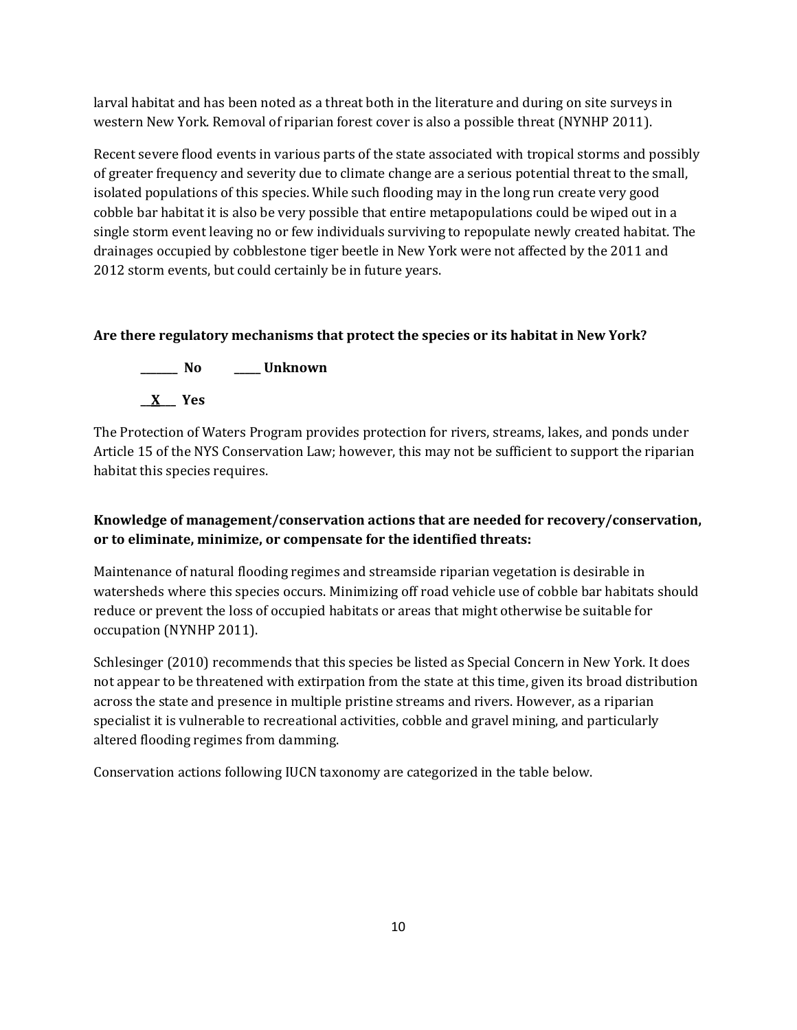larval habitat and has been noted as a threat both in the literature and during on site surveys in western New York. Removal of riparian forest cover is also a possible threat (NYNHP 2011).

Recent severe flood events in various parts of the state associated with tropical storms and possibly of greater frequency and severity due to climate change are a serious potential threat to the small, isolated populations of this species. While such flooding may in the long run create very good cobble bar habitat it is also be very possible that entire metapopulations could be wiped out in a single storm event leaving no or few individuals surviving to repopulate newly created habitat. The drainages occupied by cobblestone tiger beetle in New York were not affected by the 2011 and 2012 storm events, but could certainly be in future years.

**Are there regulatory mechanisms that protect the species or its habitat in New York?**

**_______ No   _____ Unknown**

**__X___ Yes**

The Protection of Waters Program provides protection for rivers, streams, lakes, and ponds under Article 15 of the NYS Conservation Law; however, this may not be sufficient to support the riparian habitat this species requires.

**Knowledge of management/conservation actions that are needed for recovery/conservation, or to eliminate, minimize, or compensate for the identified threats:**

Maintenance of natural flooding regimes and streamside riparian vegetation is desirable in watersheds where this species occurs. Minimizing off road vehicle use of cobble bar habitats should reduce or prevent the loss of occupied habitats or areas that might otherwise be suitable for occupation (NYNHP 2011).

Schlesinger (2010) recommends that this species be listed as Special Concern in New York. It does not appear to be threatened with extirpation from the state at this time, given its broad distribution across the state and presence in multiple pristine streams and rivers. However, as a riparian specialist it is vulnerable to recreational activities, cobble and gravel mining, and particularly altered flooding regimes from damming.

Conservation actions following IUCN taxonomy are categorized in the table below.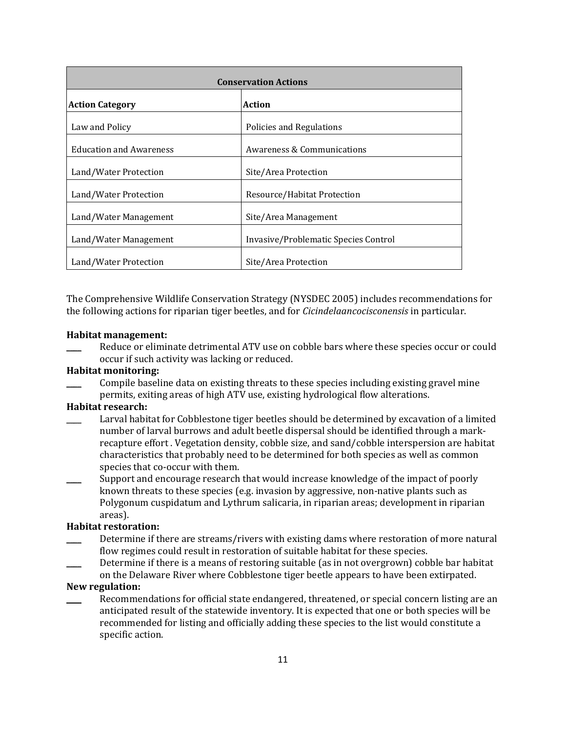| Conservation Actions | |
|---|---|
| **Action Category** | **Action** |
| Law and Policy | Policies and Regulations |
| Education and Awareness | Awareness & Communications |
| Land/Water Protection | Site/Area Protection |
| Land/Water Protection | Resource/Habitat Protection |
| Land/Water Management | Site/Area Management |
| Land/Water Management | Invasive/Problematic Species Control |
| Land/Water Protection | Site/Area Protection |

The Comprehensive Wildlife Conservation Strategy (NYSDEC 2005) includes recommendations for the following actions for riparian tiger beetles, and for *Cicindelaancocisconensis* in particular.

**Habitat management:**

____ Reduce or eliminate detrimental ATV use on cobble bars where these species occur or could occur if such activity was lacking or reduced.

**Habitat monitoring:**

____ Compile baseline data on existing threats to these species including existing gravel mine permits, exiting areas of high ATV use, existing hydrological flow alterations.

**Habitat research:**

____ Larval habitat for Cobblestone tiger beetles should be determined by excavation of a limited number of larval burrows and adult beetle dispersal should be identified through a mark-recapture effort . Vegetation density, cobble size, and sand/cobble interspersion are habitat characteristics that probably need to be determined for both species as well as common species that co-occur with them.

____ Support and encourage research that would increase knowledge of the impact of poorly known threats to these species (e.g. invasion by aggressive, non-native plants such as Polygonum cuspidatum and Lythrum salicaria, in riparian areas; development in riparian areas).

**Habitat restoration:**

____ Determine if there are streams/rivers with existing dams where restoration of more natural flow regimes could result in restoration of suitable habitat for these species.

____ Determine if there is a means of restoring suitable (as in not overgrown) cobble bar habitat on the Delaware River where Cobblestone tiger beetle appears to have been extirpated.

**New regulation:**

____ Recommendations for official state endangered, threatened, or special concern listing are an anticipated result of the statewide inventory. It is expected that one or both species will be recommended for listing and officially adding these species to the list would constitute a specific action.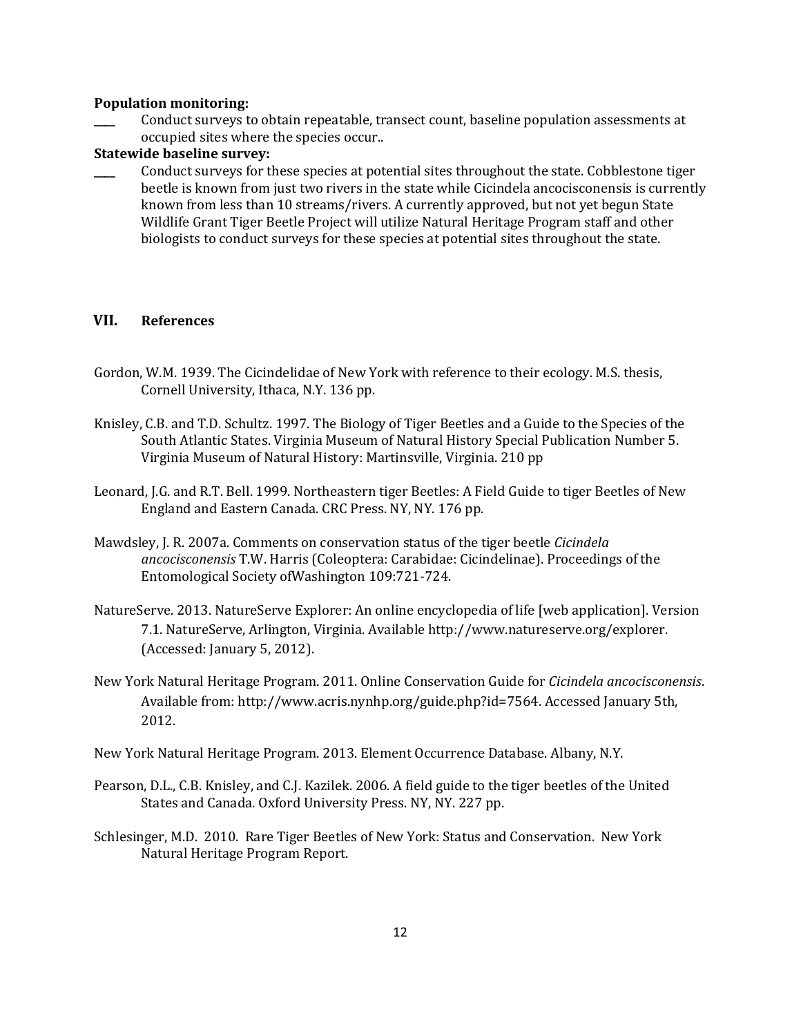**Population monitoring:**

____ Conduct surveys to obtain repeatable, transect count, baseline population assessments at occupied sites where the species occur..

**Statewide baseline survey:**

____ Conduct surveys for these species at potential sites throughout the state. Cobblestone tiger beetle is known from just two rivers in the state while Cicindela ancocisconensis is currently known from less than 10 streams/rivers. A currently approved, but not yet begun State Wildlife Grant Tiger Beetle Project will utilize Natural Heritage Program staff and other biologists to conduct surveys for these species at potential sites throughout the state.

## VII. References

Gordon, W.M. 1939. The Cicindelidae of New York with reference to their ecology. M.S. thesis, Cornell University, Ithaca, N.Y. 136 pp.

Knisley, C.B. and T.D. Schultz. 1997. The Biology of Tiger Beetles and a Guide to the Species of the South Atlantic States. Virginia Museum of Natural History Special Publication Number 5. Virginia Museum of Natural History: Martinsville, Virginia. 210 pp

Leonard, J.G. and R.T. Bell. 1999. Northeastern tiger Beetles: A Field Guide to tiger Beetles of New England and Eastern Canada. CRC Press. NY, NY. 176 pp.

Mawdsley, J. R. 2007a. Comments on conservation status of the tiger beetle *Cicindela ancocisconensis* T.W. Harris (Coleoptera: Carabidae: Cicindelinae). Proceedings of the Entomological Society ofWashington 109:721-724.

NatureServe. 2013. NatureServe Explorer: An online encyclopedia of life [web application]. Version 7.1. NatureServe, Arlington, Virginia. Available http://www.natureserve.org/explorer. (Accessed: January 5, 2012).

New York Natural Heritage Program. 2011. Online Conservation Guide for *Cicindela ancocisconensis*. Available from: http://www.acris.nynhp.org/guide.php?id=7564. Accessed January 5th, 2012.

New York Natural Heritage Program. 2013. Element Occurrence Database. Albany, N.Y.

Pearson, D.L., C.B. Knisley, and C.J. Kazilek. 2006. A field guide to the tiger beetles of the United States and Canada. Oxford University Press. NY, NY. 227 pp.

Schlesinger, M.D. 2010. Rare Tiger Beetles of New York: Status and Conservation. New York Natural Heritage Program Report.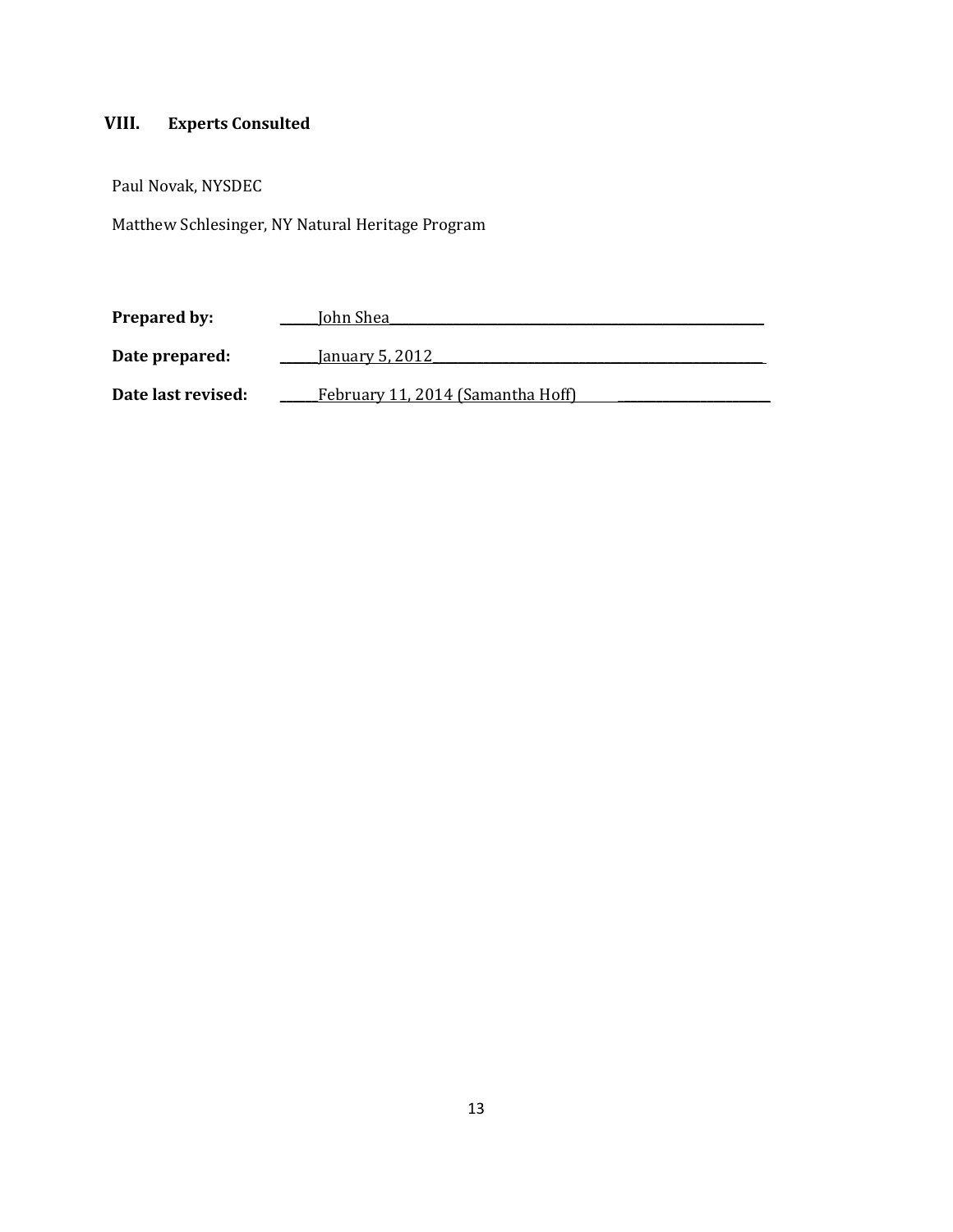## VIII. Experts Consulted

Paul Novak, NYSDEC

Matthew Schlesinger, NY Natural Heritage Program

**Prepared by:** John Shea

**Date prepared:** January 5, 2012

**Date last revised:** February 11, 2014 (Samantha Hoff)